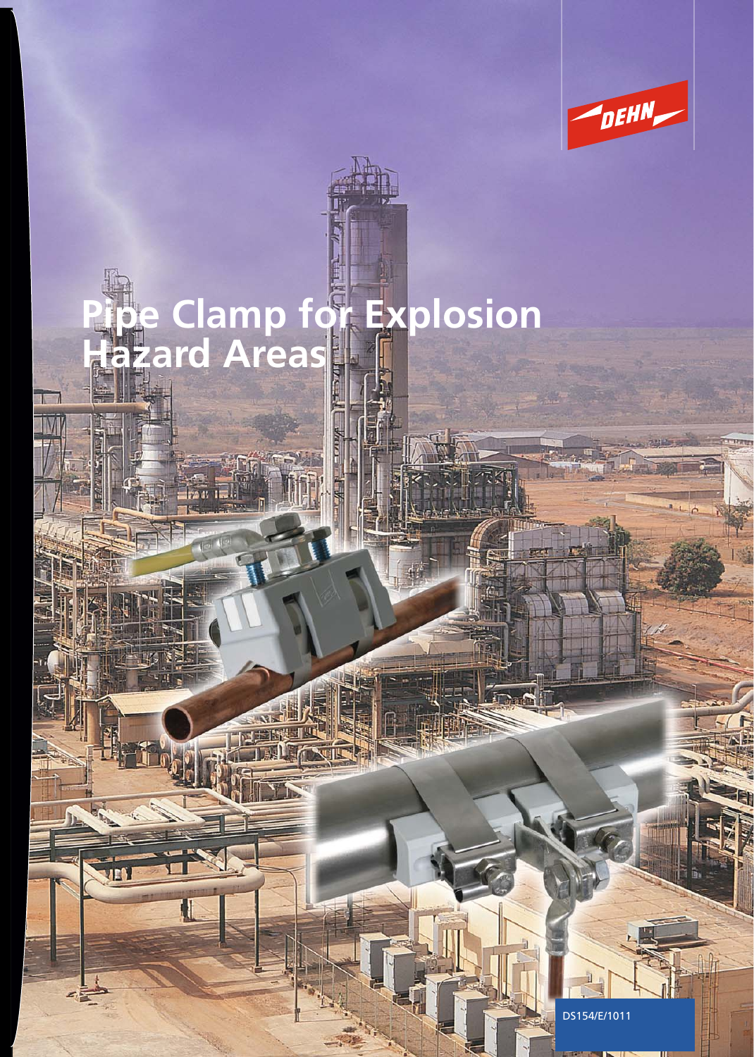# Pipe Clamp for Explosion Hazard Areas

DS154/E/1011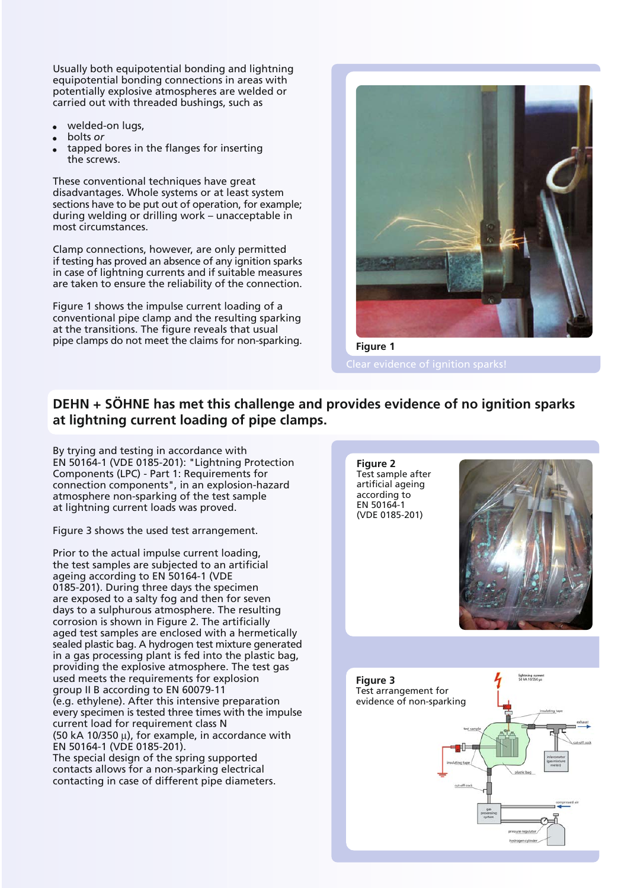Usually both equipotential bonding and lightning equipotential bonding connections in areas with potentially explosive atmospheres are welded or carried out with threaded bushings, such as

- welded-on lugs,
- bolts *or*
- tapped bores in the flanges for inserting the screws.

These conventional techniques have great disadvantages. Whole systems or at least system sections have to be put out of operation, for example; during welding or drilling work – unacceptable in most circumstances.

Clamp connections, however, are only permitted if testing has proved an absence of any ignition sparks in case of lightning currents and if suitable measures are taken to ensure the reliability of the connection.

Figure 1 shows the impulse current loading of a conventional pipe clamp and the resulting sparking at the transitions. The figure reveals that usual pipe clamps do not meet the claims for non-sparking.

**Figure 1**

Clear evidence of ignition sparks!

## DEHN + SÖHNE has met this challenge and provides evidence of no ignition sparks at lightning current loading of pipe clamps.

By trying and testing in accordance with EN 50164-1 (VDE 0185-201): "Lightning Protection Components (LPC) - Part 1: Requirements for connection components", in an explosion-hazard atmosphere non-sparking of the test sample at lightning current loads was proved.

Figure 3 shows the used test arrangement.

Prior to the actual impulse current loading, the test samples are subjected to an artificial ageing according to EN 50164-1 (VDE 0185-201). During three days the specimen are exposed to a salty fog and then for seven days to a sulphurous atmosphere. The resulting corrosion is shown in Figure 2. The artificially aged test samples are enclosed with a hermetically sealed plastic bag. A hydrogen test mixture generated in a gas processing plant is fed into the plastic bag, providing the explosive atmosphere. The test gas used meets the requirements for explosion group II B according to EN 60079-11 (e.g. ethylene). After this intensive preparation every specimen is tested three times with the impulse current load for requirement class N (50 kA 10/350 µ), for example, in accordance with EN 50164-1 (VDE 0185-201).
The special design of the spring supported contacts allows for a non-sparking electrical contacting in case of different pipe diameters.

**Figure 2**
Test sample after artificial ageing according to EN 50164-1 (VDE 0185-201)

**Figure 3**
Test arrangement for evidence of non-sparking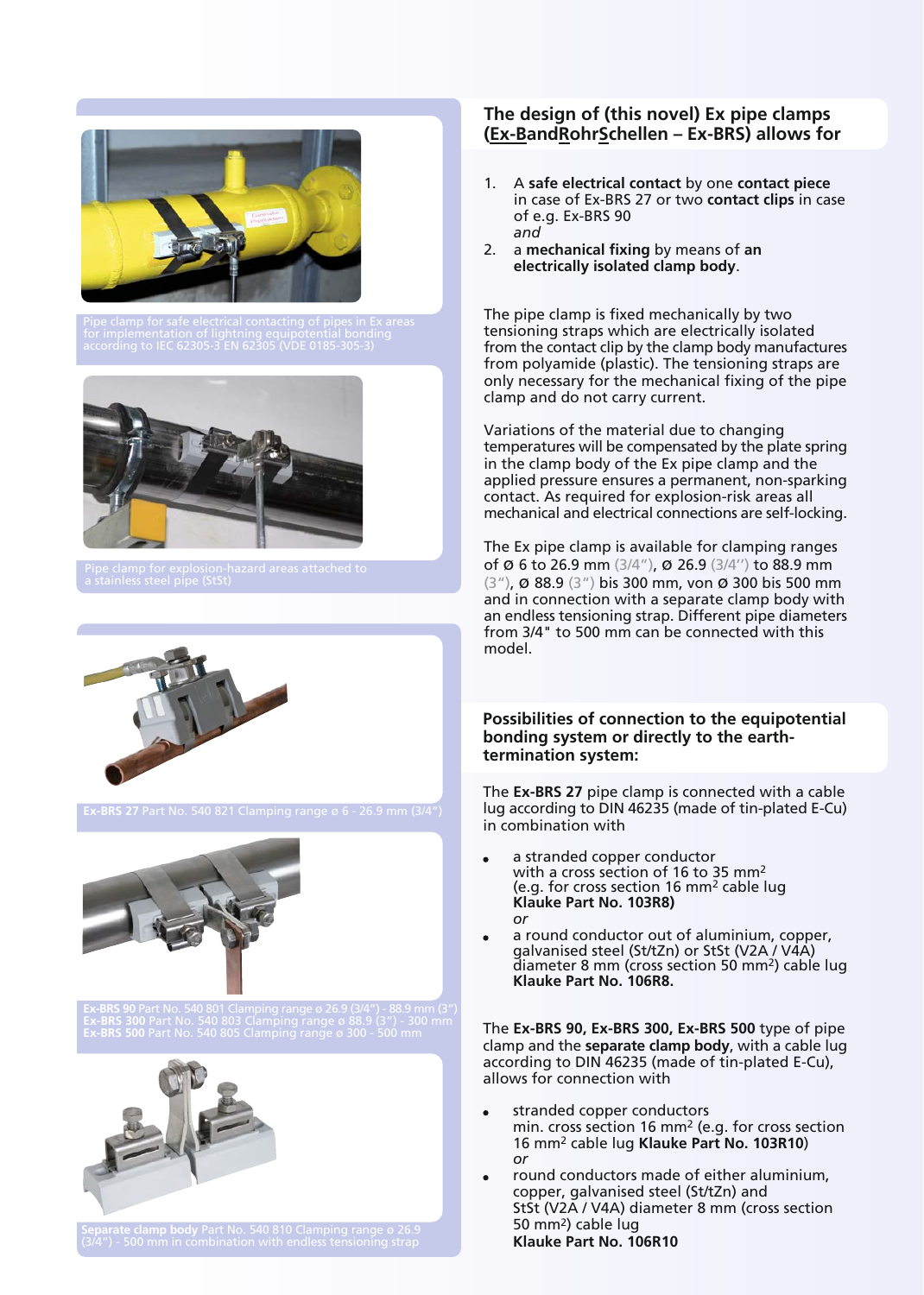Pipe clamp for safe electrical contacting of pipes in Ex areas for implementation of lightning equipotential bonding according to IEC 62305-3 EN 62305 (VDE 0185-305-3)

Pipe clamp for explosion-hazard areas attached to a stainless steel pipe (StSt)

**Ex-BRS 27** Part No. 540 821 Clamping range ø 6 - 26.9 mm (3/4")

**Ex-BRS 90** Part No. 540 801 Clamping range ø 26.9 (3/4") - 88.9 mm (3")
**Ex-BRS 300** Part No. 540 803 Clamping range ø 88.9 (3") - 300 mm
**Ex-BRS 500** Part No. 540 805 Clamping range ø 300 - 500 mm

**Separate clamp body** Part No. 540 810 Clamping range ø 26.9 (3/4") - 500 mm in combination with endless tensioning strap

## The design of (this novel) Ex pipe clamps (Ex-BandRohrSchellen – Ex-BRS) allows for

1. A **safe electrical contact** by one **contact piece** in case of Ex-BRS 27 or two **contact clips** in case of e.g. Ex-BRS 90
   *and*
2. a **mechanical fixing** by means of **an electrically isolated clamp body**.

The pipe clamp is fixed mechanically by two tensioning straps which are electrically isolated from the contact clip by the clamp body manufactures from polyamide (plastic). The tensioning straps are only necessary for the mechanical fixing of the pipe clamp and do not carry current.

Variations of the material due to changing temperatures will be compensated by the plate spring in the clamp body of the Ex pipe clamp and the applied pressure ensures a permanent, non-sparking contact. As required for explosion-risk areas all mechanical and electrical connections are self-locking.

The Ex pipe clamp is available for clamping ranges of ø 6 to 26.9 mm (3/4"), ø 26.9 (3/4") to 88.9 mm (3"), ø 88.9 (3") bis 300 mm, von ø 300 bis 500 mm and in connection with a separate clamp body with an endless tensioning strap. Different pipe diameters from 3/4" to 500 mm can be connected with this model.

## Possibilities of connection to the equipotential bonding system or directly to the earth-termination system:

The **Ex-BRS 27** pipe clamp is connected with a cable lug according to DIN 46235 (made of tin-plated E-Cu) in combination with

- a stranded copper conductor with a cross section of 16 to 35 mm² (e.g. for cross section 16 mm² cable lug **Klauke Part No. 103R8)**
  *or*
- a round conductor out of aluminium, copper, galvanised steel (St/tZn) or StSt (V2A / V4A) diameter 8 mm (cross section 50 mm²) cable lug **Klauke Part No. 106R8.**

The **Ex-BRS 90, Ex-BRS 300, Ex-BRS 500** type of pipe clamp and the **separate clamp body**, with a cable lug according to DIN 46235 (made of tin-plated E-Cu), allows for connection with

- stranded copper conductors min. cross section 16 mm² (e.g. for cross section 16 mm² cable lug **Klauke Part No. 103R10**)
  *or*
- round conductors made of either aluminium, copper, galvanised steel (St/tZn) and StSt (V2A / V4A) diameter 8 mm (cross section 50 mm²) cable lug **Klauke Part No. 106R10**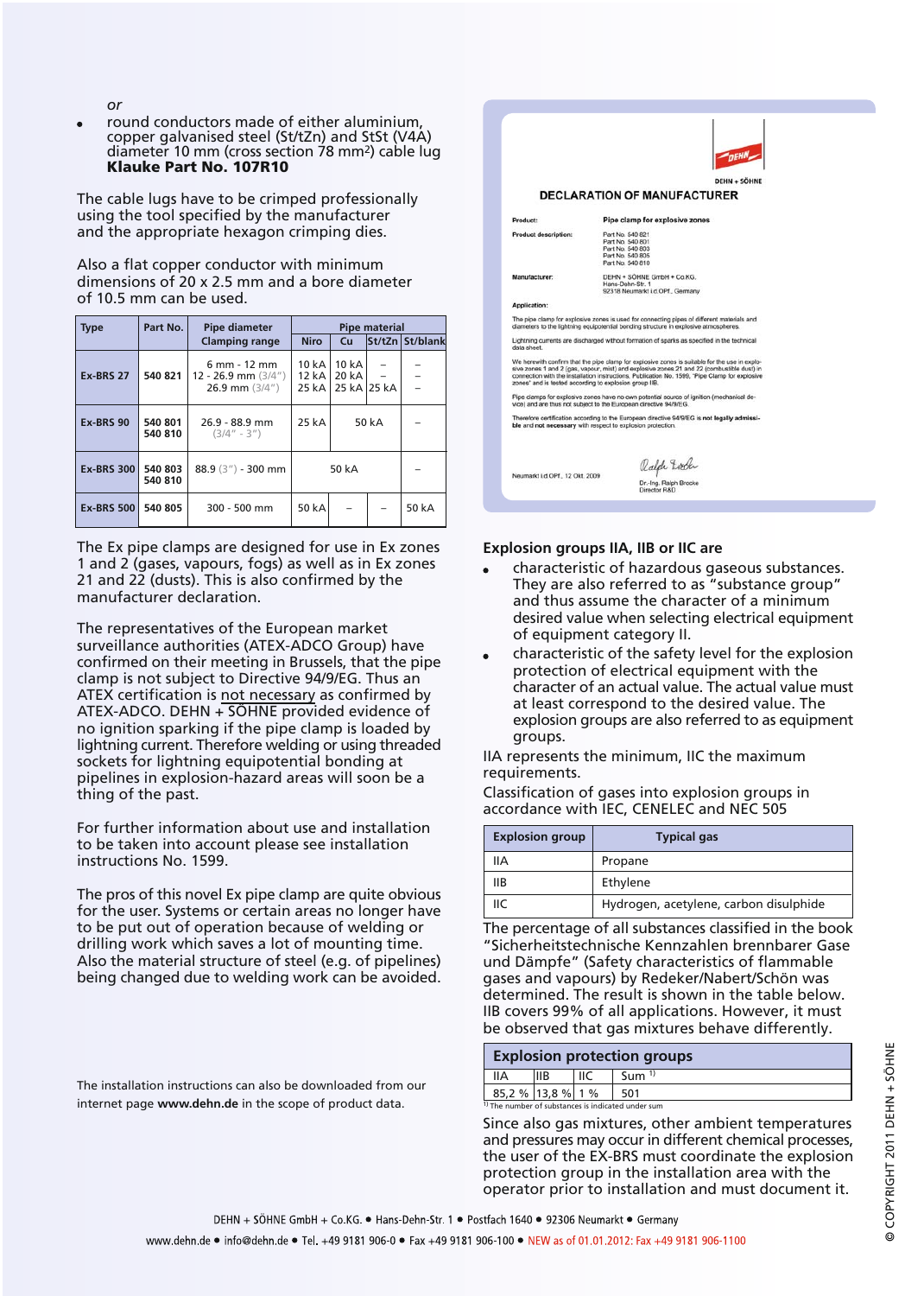or

- round conductors made of either aluminium, copper galvanised steel (St/tZn) and StSt (V4A) diameter 10 mm (cross section 78 mm²) cable lug **Klauke Part No. 107R10**

The cable lugs have to be crimped professionally using the tool specified by the manufacturer and the appropriate hexagon crimping dies.

Also a flat copper conductor with minimum dimensions of 20 x 2.5 mm and a bore diameter of 10.5 mm can be used.

| Type | Part No. | Pipe diameter Clamping range | Pipe material | | | |
|---|---|---|---|---|---|---|
| | | | Niro | Cu | St/tZn | St/blank |
| Ex-BRS 27 | 540 821 | 6 mm - 12 mm<br>12 - 26.9 mm (3/4")<br>26.9 mm (3/4") | 10 kA<br>12 kA<br>25 kA | 10 kA<br>20 kA<br>25 kA | –<br>–<br>25 kA | –<br>–<br>– |
| Ex-BRS 90 | 540 801<br>540 810 | 26.9 - 88.9 mm (3/4" - 3") | 25 kA | 50 kA | | – |
| Ex-BRS 300 | 540 803<br>540 810 | 88.9 (3") - 300 mm | 50 kA | | | – |
| Ex-BRS 500 | 540 805 | 300 - 500 mm | 50 kA | – | – | 50 kA |

The Ex pipe clamps are designed for use in Ex zones 1 and 2 (gases, vapours, fogs) as well as in Ex zones 21 and 22 (dusts). This is also confirmed by the manufacturer declaration.

The representatives of the European market surveillance authorities (ATEX-ADCO Group) have confirmed on their meeting in Brussels, that the pipe clamp is not subject to Directive 94/9/EG. Thus an ATEX certification is not necessary as confirmed by ATEX-ADCO. DEHN + SÖHNE provided evidence of no ignition sparking if the pipe clamp is loaded by lightning current. Therefore welding or using threaded sockets for lightning equipotential bonding at pipelines in explosion-hazard areas will soon be a thing of the past.

For further information about use and installation to be taken into account please see installation instructions No. 1599.

The pros of this novel Ex pipe clamp are quite obvious for the user. Systems or certain areas no longer have to be put out of operation because of welding or drilling work which saves a lot of mounting time. Also the material structure of steel (e.g. of pipelines) being changed due to welding work can be avoided.

The installation instructions can also be downloaded from our internet page **www.dehn.de** in the scope of product data.

DEHN + SÖHNE

**DECLARATION OF MANUFACTURER**

**Product:** Pipe clamp for explosive zones

**Product description:** Part No. 540 821, Part No. 540 801, Part No. 540 803, Part No. 540 805, Part No. 540 810

**Manufacturer:** DEHN + SÖHNE GmbH + Co.KG., Hans-Dehn-Str. 1, 92318 Neumarkt i.d.OPf., Germany

**Application:**

The pipe clamp for explosive zones is used for connecting pipes of different materials and diameters to the lightning equipotential bonding structure in explosive atmospheres.

Lightning currents are discharged without formation of sparks as specified in the technical data sheet.

We herewith confirm that the pipe clamp for explosive zones is suitable for the use in explosive zones 1 and 2 (gas, vapour, mist) and explosive zones 21 and 22 (combustible dust) in connection with the installation instructions. Publication No. 1599, "Pipe Clamp for explosive zones" and is tested according to explosion group IIB.

Pipe clamps for explosive zones have no own potential source of ignition (mechanical device) and are thus not subject to the European directive 94/9/EG.

Therefore certification according to the European directive 94/9/EG is **not legally admissible** and **not necessary** with respect to explosion protection.

Neumarkt i.d.OPf., 12 Okt. 2009

Dr.-Ing. Ralph Brocke
Director R&D

### Explosion groups IIA, IIB or IIC are

- characteristic of hazardous gaseous substances. They are also referred to as "substance group" and thus assume the character of a minimum desired value when selecting electrical equipment of equipment category II.
- characteristic of the safety level for the explosion protection of electrical equipment with the character of an actual value. The actual value must at least correspond to the desired value. The explosion groups are also referred to as equipment groups.

IIA represents the minimum, IIC the maximum requirements.

Classification of gases into explosion groups in accordance with IEC, CENELEC and NEC 505

| Explosion group | Typical gas |
|---|---|
| IIA | Propane |
| IIB | Ethylene |
| IIC | Hydrogen, acetylene, carbon disulphide |

The percentage of all substances classified in the book "Sicherheitstechnische Kennzahlen brennbarer Gase und Dämpfe" (Safety characteristics of flammable gases and vapours) by Redeker/Nabert/Schön was determined. The result is shown in the table below. IIB covers 99% of all applications. However, it must be observed that gas mixtures behave differently.

| Explosion protection groups | | | |
|---|---|---|---|
| IIA | IIB | IIC | Sum [1] |
| 85,2 % | 13,8 % | 1 % | 501 |

[1] The number of substances is indicated under sum

Since also gas mixtures, other ambient temperatures and pressures may occur in different chemical processes, the user of the EX-BRS must coordinate the explosion protection group in the installation area with the operator prior to installation and must document it.

DEHN + SÖHNE GmbH + Co.KG. • Hans-Dehn-Str. 1 • Postfach 1640 • 92306 Neumarkt • Germany
www.dehn.de • info@dehn.de • Tel. +49 9181 906-0 • Fax +49 9181 906-100 • NEW as of 01.01.2012: Fax +49 9181 906-1100

© COPYRIGHT 2011 DEHN + SÖHNE